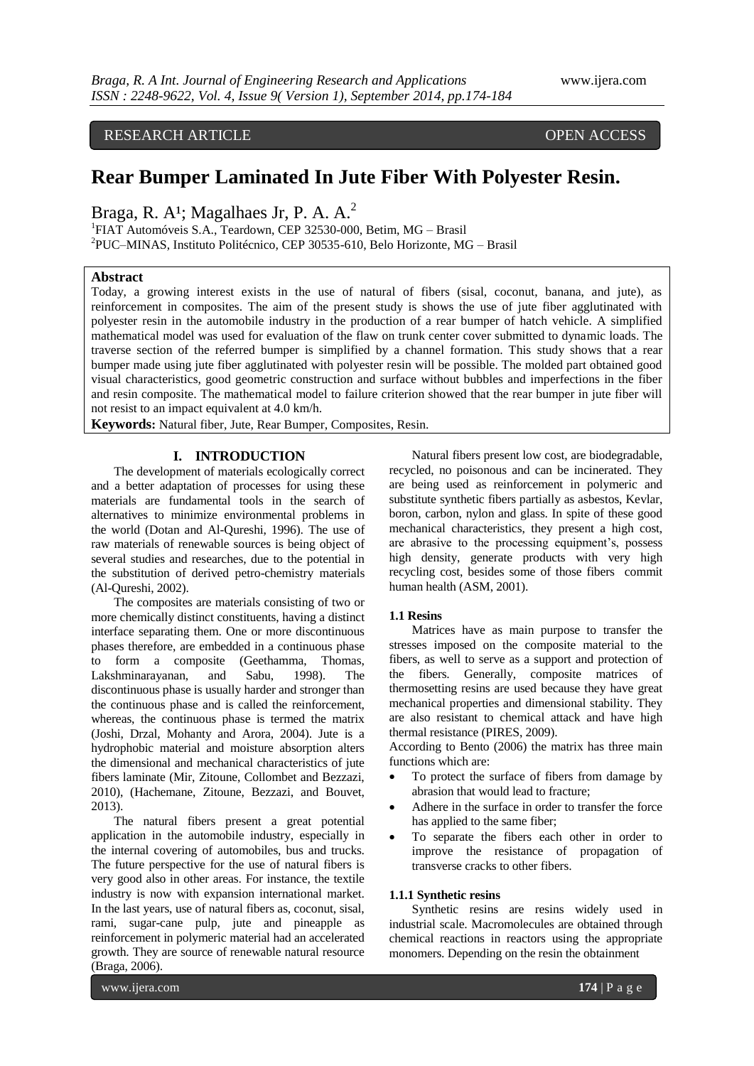RESEARCH ARTICLE OPEN ACCESS

# Rear Bumper Laminated In Jute Fiber With Polyester Resin.

Braga, R. A[1]; Magalhaes Jr, P. A. A.[2]

[1]FIAT Automóveis S.A., Teardown, CEP 32530-000, Betim, MG – Brasil
[2]PUC–MINAS, Instituto Politécnico, CEP 30535-610, Belo Horizonte, MG – Brasil

**Abstract**

Today, a growing interest exists in the use of natural of fibers (sisal, coconut, banana, and jute), as reinforcement in composites. The aim of the present study is shows the use of jute fiber agglutinated with polyester resin in the automobile industry in the production of a rear bumper of hatch vehicle. A simplified mathematical model was used for evaluation of the flaw on trunk center cover submitted to dynamic loads. The traverse section of the referred bumper is simplified by a channel formation. This study shows that a rear bumper made using jute fiber agglutinated with polyester resin will be possible. The molded part obtained good visual characteristics, good geometric construction and surface without bubbles and imperfections in the fiber and resin composite. The mathematical model to failure criterion showed that the rear bumper in jute fiber will not resist to an impact equivalent at 4.0 km/h.

**Keywords:** Natural fiber, Jute, Rear Bumper, Composites, Resin.

## I. INTRODUCTION

The development of materials ecologically correct and a better adaptation of processes for using these materials are fundamental tools in the search of alternatives to minimize environmental problems in the world (Dotan and Al-Qureshi, 1996). The use of raw materials of renewable sources is being object of several studies and researches, due to the potential in the substitution of derived petro-chemistry materials (Al-Qureshi, 2002).

The composites are materials consisting of two or more chemically distinct constituents, having a distinct interface separating them. One or more discontinuous phases therefore, are embedded in a continuous phase to form a composite (Geethamma, Thomas, Lakshminarayanan, and Sabu, 1998). The discontinuous phase is usually harder and stronger than the continuous phase and is called the reinforcement, whereas, the continuous phase is termed the matrix (Joshi, Drzal, Mohanty and Arora, 2004). Jute is a hydrophobic material and moisture absorption alters the dimensional and mechanical characteristics of jute fibers laminate (Mir, Zitoune, Collombet and Bezzazi, 2010), (Hachemane, Zitoune, Bezzazi, and Bouvet, 2013).

The natural fibers present a great potential application in the automobile industry, especially in the internal covering of automobiles, bus and trucks. The future perspective for the use of natural fibers is very good also in other areas. For instance, the textile industry is now with expansion international market. In the last years, use of natural fibers as, coconut, sisal, rami, sugar-cane pulp, jute and pineapple as reinforcement in polymeric material had an accelerated growth. They are source of renewable natural resource (Braga, 2006).

Natural fibers present low cost, are biodegradable, recycled, no poisonous and can be incinerated. They are being used as reinforcement in polymeric and substitute synthetic fibers partially as asbestos, Kevlar, boron, carbon, nylon and glass. In spite of these good mechanical characteristics, they present a high cost, are abrasive to the processing equipment's, possess high density, generate products with very high recycling cost, besides some of those fibers commit human health (ASM, 2001).

### 1.1 Resins

Matrices have as main purpose to transfer the stresses imposed on the composite material to the fibers, as well to serve as a support and protection of the fibers. Generally, composite matrices of thermosetting resins are used because they have great mechanical properties and dimensional stability. They are also resistant to chemical attack and have high thermal resistance (PIRES, 2009).

According to Bento (2006) the matrix has three main functions which are:

- To protect the surface of fibers from damage by abrasion that would lead to fracture;
- Adhere in the surface in order to transfer the force has applied to the same fiber;
- To separate the fibers each other in order to improve the resistance of propagation of transverse cracks to other fibers.

#### 1.1.1 Synthetic resins

Synthetic resins are resins widely used in industrial scale. Macromolecules are obtained through chemical reactions in reactors using the appropriate monomers. Depending on the resin the obtainment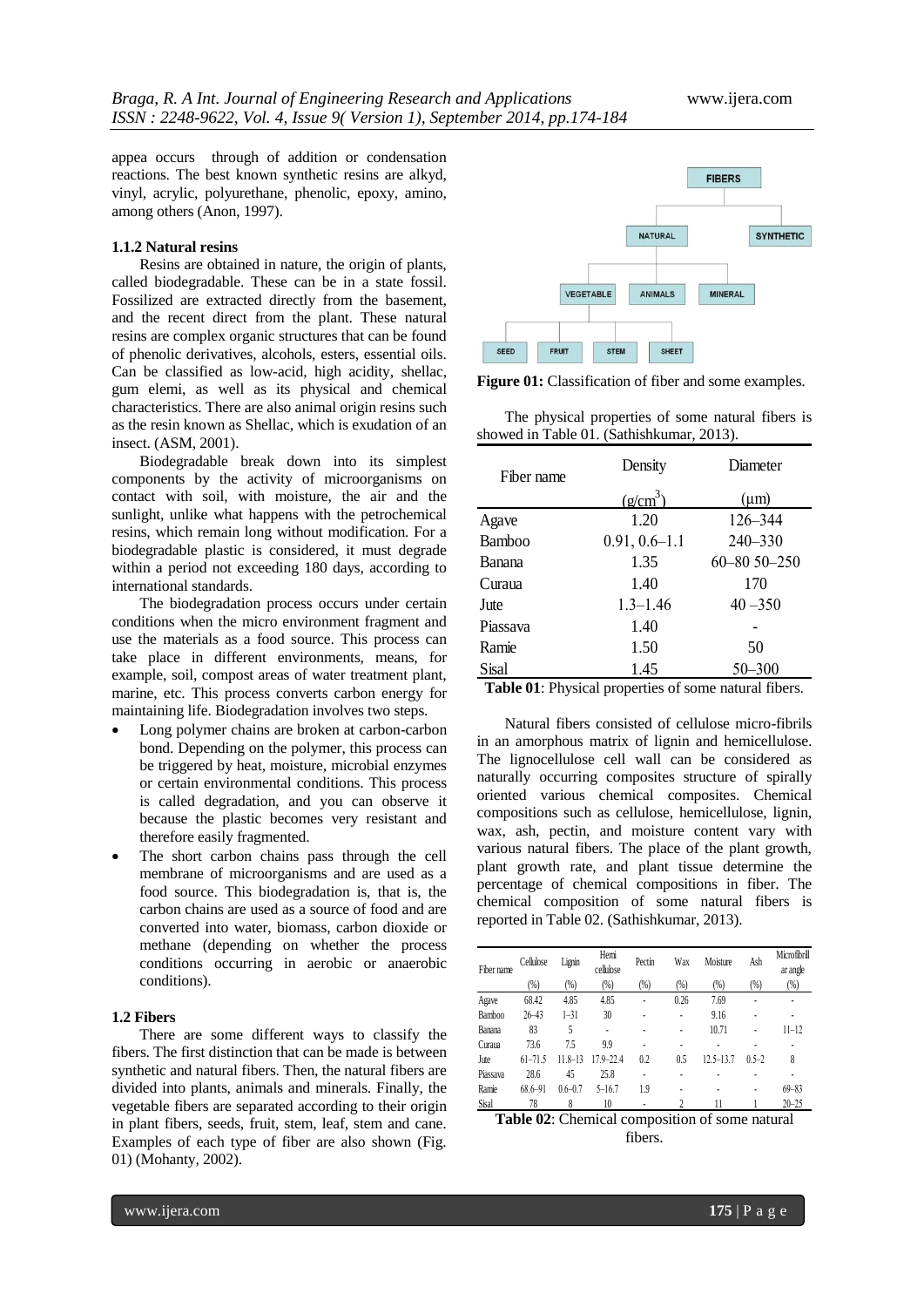appea occurs through of addition or condensation reactions. The best known synthetic resins are alkyd, vinyl, acrylic, polyurethane, phenolic, epoxy, amino, among others (Anon, 1997).

### 1.1.2 Natural resins

Resins are obtained in nature, the origin of plants, called biodegradable. These can be in a state fossil. Fossilized are extracted directly from the basement, and the recent direct from the plant. These natural resins are complex organic structures that can be found of phenolic derivatives, alcohols, esters, essential oils. Can be classified as low-acid, high acidity, shellac, gum elemi, as well as its physical and chemical characteristics. There are also animal origin resins such as the resin known as Shellac, which is exudation of an insect. (ASM, 2001).

Biodegradable break down into its simplest components by the activity of microorganisms on contact with soil, with moisture, the air and the sunlight, unlike what happens with the petrochemical resins, which remain long without modification. For a biodegradable plastic is considered, it must degrade within a period not exceeding 180 days, according to international standards.

The biodegradation process occurs under certain conditions when the micro environment fragment and use the materials as a food source. This process can take place in different environments, means, for example, soil, compost areas of water treatment plant, marine, etc. This process converts carbon energy for maintaining life. Biodegradation involves two steps.

- Long polymer chains are broken at carbon-carbon bond. Depending on the polymer, this process can be triggered by heat, moisture, microbial enzymes or certain environmental conditions. This process is called degradation, and you can observe it because the plastic becomes very resistant and therefore easily fragmented.
- The short carbon chains pass through the cell membrane of microorganisms and are used as a food source. This biodegradation is, that is, the carbon chains are used as a source of food and are converted into water, biomass, carbon dioxide or methane (depending on whether the process conditions occurring in aerobic or anaerobic conditions).

## 1.2 Fibers

There are some different ways to classify the fibers. The first distinction that can be made is between synthetic and natural fibers. Then, the natural fibers are divided into plants, animals and minerals. Finally, the vegetable fibers are separated according to their origin in plant fibers, seeds, fruit, stem, leaf, stem and cane. Examples of each type of fiber are also shown (Fig. 01) (Mohanty, 2002).

FIBERS → NATURAL, SYNTHETIC; NATURAL → VEGETABLE, ANIMALS, MINERAL; VEGETABLE → SEED, FRUIT, STEM, SHEET

**Figure 01:** Classification of fiber and some examples.

The physical properties of some natural fibers is showed in Table 01. (Sathishkumar, 2013).

| Fiber name | Density ($g/cm^3$) | Diameter (μm) |
|---|---|---|
| Agave | 1.20 | 126–344 |
| Bamboo | 0.91, 0.6–1.1 | 240–330 |
| Banana | 1.35 | 60–80 50–250 |
| Curaua | 1.40 | 170 |
| Jute | 1.3–1.46 | 40 –350 |
| Piassava | 1.40 | - |
| Ramie | 1.50 | 50 |
| Sisal | 1.45 | 50–300 |

**Table 01**: Physical properties of some natural fibers.

Natural fibers consisted of cellulose micro-fibrils in an amorphous matrix of lignin and hemicellulose. The lignocellulose cell wall can be considered as naturally occurring composites structure of spirally oriented various chemical composites. Chemical compositions such as cellulose, hemicellulose, lignin, wax, ash, pectin, and moisture content vary with various natural fibers. The place of the plant growth, plant growth rate, and plant tissue determine the percentage of chemical compositions in fiber. The chemical composition of some natural fibers is reported in Table 02. (Sathishkumar, 2013).

| Fiber name | Cellulose (%) | Lignin (%) | Hemi cellulose (%) | Pectin (%) | Wax (%) | Moisture (%) | Ash (%) | Microfibrillar angle (%) |
|---|---|---|---|---|---|---|---|---|
| Agave | 68.42 | 4.85 | 4.85 | - | 0.26 | 7.69 | - | - |
| Bamboo | 26–43 | 1–31 | 30 | - | - | 9.16 | - | - |
| Banana | 83 | 5 | - | - | - | 10.71 | - | 11–12 |
| Curaua | 73.6 | 7.5 | 9.9 | - | - | - | - | - |
| Jute | 61–71.5 | 11.8–13 | 17.9–22.4 | 0.2 | 0.5 | 12.5–13.7 | 0.5–2 | 8 |
| Piassava | 28.6 | 45 | 25.8 | - | - | - | - | - |
| Ramie | 68.6–91 | 0.6–0.7 | 5–16.7 | 1.9 | - | - | - | 69–83 |
| Sisal | 78 | 8 | 10 | - | 2 | 11 | 1 | 20–25 |

**Table 02**: Chemical composition of some natural fibers.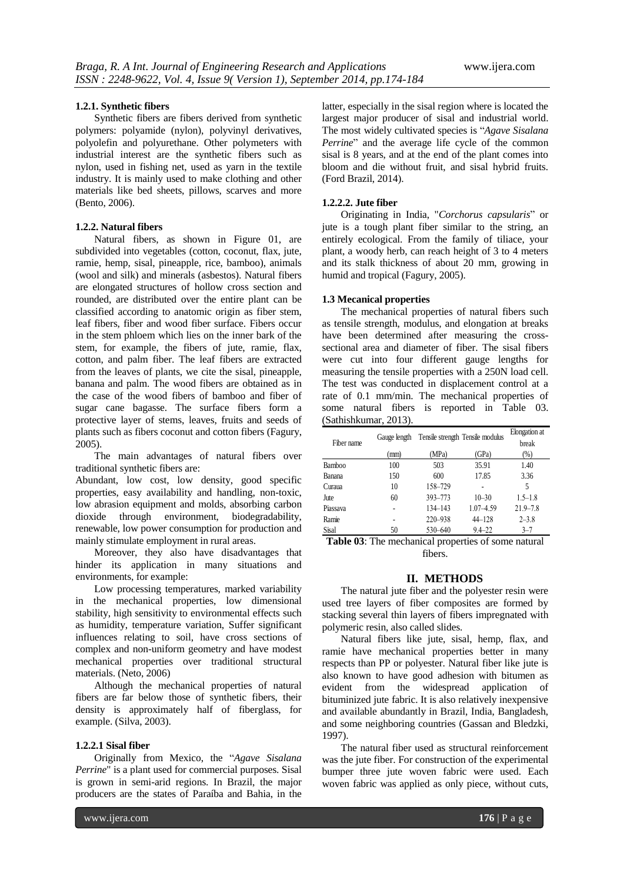#### 1.2.1. Synthetic fibers

Synthetic fibers are fibers derived from synthetic polymers: polyamide (nylon), polyvinyl derivatives, polyolefin and polyurethane. Other polymeters with industrial interest are the synthetic fibers such as nylon, used in fishing net, used as yarn in the textile industry. It is mainly used to make clothing and other materials like bed sheets, pillows, scarves and more (Bento, 2006).

#### 1.2.2. Natural fibers

Natural fibers, as shown in Figure 01, are subdivided into vegetables (cotton, coconut, flax, jute, ramie, hemp, sisal, pineapple, rice, bamboo), animals (wool and silk) and minerals (asbestos). Natural fibers are elongated structures of hollow cross section and rounded, are distributed over the entire plant can be classified according to anatomic origin as fiber stem, leaf fibers, fiber and wood fiber surface. Fibers occur in the stem phloem which lies on the inner bark of the stem, for example, the fibers of jute, ramie, flax, cotton, and palm fiber. The leaf fibers are extracted from the leaves of plants, we cite the sisal, pineapple, banana and palm. The wood fibers are obtained as in the case of the wood fibers of bamboo and fiber of sugar cane bagasse. The surface fibers form a protective layer of stems, leaves, fruits and seeds of plants such as fibers coconut and cotton fibers (Fagury, 2005).

The main advantages of natural fibers over traditional synthetic fibers are:

Abundant, low cost, low density, good specific properties, easy availability and handling, non-toxic, low abrasion equipment and molds, absorbing carbon dioxide through environment, biodegradability, renewable, low power consumption for production and mainly stimulate employment in rural areas.

Moreover, they also have disadvantages that hinder its application in many situations and environments, for example:

Low processing temperatures, marked variability in the mechanical properties, low dimensional stability, high sensitivity to environmental effects such as humidity, temperature variation, Suffer significant influences relating to soil, have cross sections of complex and non-uniform geometry and have modest mechanical properties over traditional structural materials. (Neto, 2006)

Although the mechanical properties of natural fibers are far below those of synthetic fibers, their density is approximately half of fiberglass, for example. (Silva, 2003).

#### 1.2.2.1 Sisal fiber

Originally from Mexico, the "*Agave Sisalana Perrine*" is a plant used for commercial purposes. Sisal is grown in semi-arid regions. In Brazil, the major producers are the states of Paraíba and Bahia, in the latter, especially in the sisal region where is located the largest major producer of sisal and industrial world. The most widely cultivated species is "*Agave Sisalana Perrine*" and the average life cycle of the common sisal is 8 years, and at the end of the plant comes into bloom and die without fruit, and sisal hybrid fruits. (Ford Brazil, 2014).

#### 1.2.2.2. Jute fiber

Originating in India, "*Corchorus capsularis*" or jute is a tough plant fiber similar to the string, an entirely ecological. From the family of tiliace, your plant, a woody herb, can reach height of 3 to 4 meters and its stalk thickness of about 20 mm, growing in humid and tropical (Fagury, 2005).

### 1.3 Mecanical properties

The mechanical properties of natural fibers such as tensile strength, modulus, and elongation at breaks have been determined after measuring the cross-sectional area and diameter of fiber. The sisal fibers were cut into four different gauge lengths for measuring the tensile properties with a 250N load cell. The test was conducted in displacement control at a rate of 0.1 mm/min. The mechanical properties of some natural fibers is reported in Table 03. (Sathishkumar, 2013).

| Fiber name | Gauge length (mm) | Tensile strength (MPa) | Tensile modulus (GPa) | Elongation at break (%) |
|---|---|---|---|---|
| Bamboo | 100 | 503 | 35.91 | 1.40 |
| Banana | 150 | 600 | 17.85 | 3.36 |
| Curaua | 10 | 158–729 | - | 5 |
| Jute | 60 | 393–773 | 10–30 | 1.5–1.8 |
| Piassava | - | 134–143 | 1.07–4.59 | 21.9–7.8 |
| Ramie | - | 220–938 | 44–128 | 2–3.8 |
| Sisal | 50 | 530–640 | 9.4–22 | 3–7 |

**Table 03**: The mechanical properties of some natural fibers.

## II. METHODS

The natural jute fiber and the polyester resin were used tree layers of fiber composites are formed by stacking several thin layers of fibers impregnated with polymeric resin, also called slides.

Natural fibers like jute, sisal, hemp, flax, and ramie have mechanical properties better in many respects than PP or polyester. Natural fiber like jute is also known to have good adhesion with bitumen as evident from the widespread application of bituminized jute fabric. It is also relatively inexpensive and available abundantly in Brazil, India, Bangladesh, and some neighboring countries (Gassan and Bledzki, 1997).

The natural fiber used as structural reinforcement was the jute fiber. For construction of the experimental bumper three jute woven fabric were used. Each woven fabric was applied as only piece, without cuts,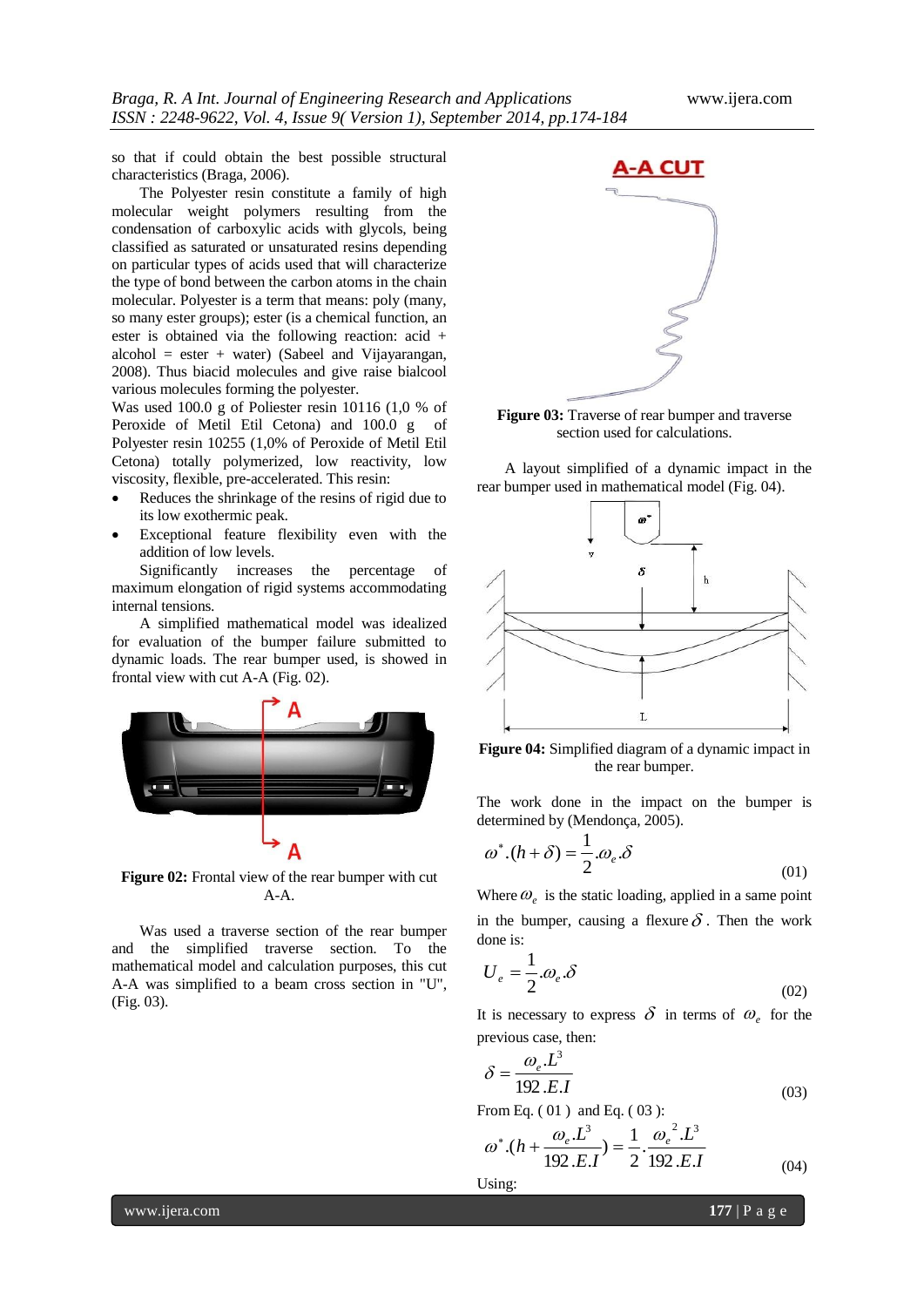so that if could obtain the best possible structural characteristics (Braga, 2006).

The Polyester resin constitute a family of high molecular weight polymers resulting from the condensation of carboxylic acids with glycols, being classified as saturated or unsaturated resins depending on particular types of acids used that will characterize the type of bond between the carbon atoms in the chain molecular. Polyester is a term that means: poly (many, so many ester groups); ester (is a chemical function, an ester is obtained via the following reaction: acid + alcohol = ester + water) (Sabeel and Vijayarangan, 2008). Thus biacid molecules and give raise bialcool various molecules forming the polyester.

Was used 100.0 g of Poliester resin 10116 (1,0 % of Peroxide of Metil Etil Cetona) and 100.0 g of Polyester resin 10255 (1,0% of Peroxide of Metil Etil Cetona) totally polymerized, low reactivity, low viscosity, flexible, pre-accelerated. This resin:

- Reduces the shrinkage of the resins of rigid due to its low exothermic peak.
- Exceptional feature flexibility even with the addition of low levels.

Significantly increases the percentage of maximum elongation of rigid systems accommodating internal tensions.

A simplified mathematical model was idealized for evaluation of the bumper failure submitted to dynamic loads. The rear bumper used, is showed in frontal view with cut A-A (Fig. 02).

**Figure 02:** Frontal view of the rear bumper with cut A-A.

Was used a traverse section of the rear bumper and the simplified traverse section. To the mathematical model and calculation purposes, this cut A-A was simplified to a beam cross section in "U", (Fig. 03).

**Figure 03:** Traverse of rear bumper and traverse section used for calculations.

A layout simplified of a dynamic impact in the rear bumper used in mathematical model (Fig. 04).

**Figure 04:** Simplified diagram of a dynamic impact in the rear bumper.

The work done in the impact on the bumper is determined by (Mendonça, 2005).

$$\omega^{*}.(h+\delta)=\frac{1}{2}.\omega_{e}.\delta \tag{01}$$

Where $\omega_e$ is the static loading, applied in a same point in the bumper, causing a flexure $\delta$. Then the work done is:

$$U_{e}=\frac{1}{2}.\omega_{e}.\delta \tag{02}$$

It is necessary to express $\delta$ in terms of $\omega_e$ for the previous case, then:

$$\delta=\frac{\omega_{e}.L^{3}}{192.E.I} \tag{03}$$

From Eq. ( 01 ) and Eq. ( 03 ):

$$\omega^{*}.(h+\frac{\omega_{e}.L^{3}}{192.E.I})=\frac{1}{2}.\frac{\omega_{e}^{2}.L^{3}}{192.E.I} \tag{04}$$

Using: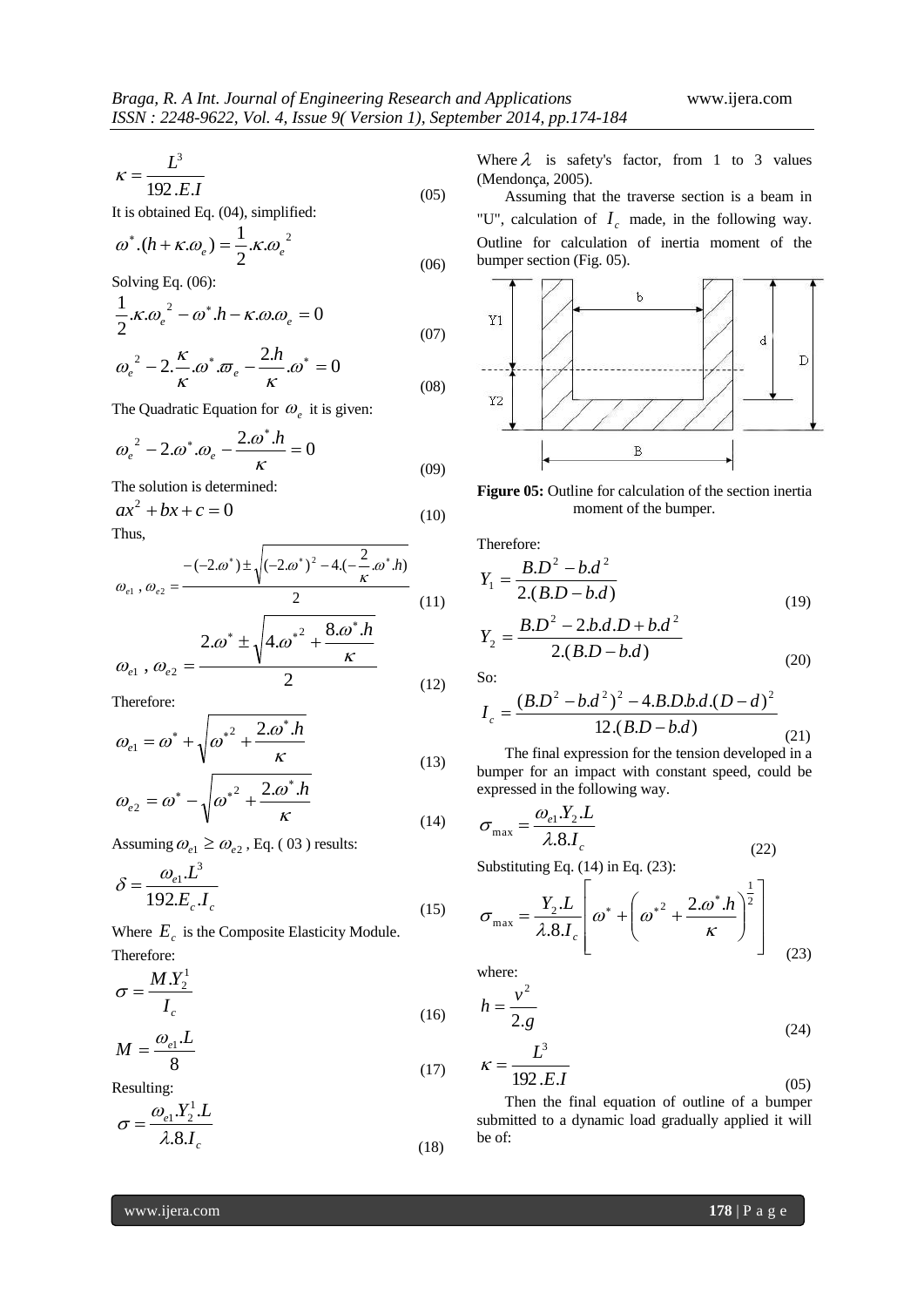$$\kappa = \frac{L^3}{192.E.I} \tag{05}$$

It is obtained Eq. (04), simplified:

$$\omega^*.(h + \kappa.\omega_e) = \frac{1}{2}.\kappa.\omega_e^{\ 2} \tag{06}$$

Solving Eq. (06):

$$\frac{1}{2}.\kappa.\omega_e^{\ 2} - \omega^*.h - \kappa.\omega.\omega_e = 0 \tag{07}$$

$$\omega_e^{\ 2} - 2.\frac{\kappa}{\kappa}.\omega^*.\varpi_e - \frac{2.h}{\kappa}.\omega^* = 0 \tag{08}$$

The Quadratic Equation for $\omega_e$ it is given:

$$\omega_e^{\ 2} - 2.\omega^*.\omega_e - \frac{2.\omega^*.h}{\kappa} = 0 \tag{09}$$

The solution is determined:

$$ax^2 + bx + c = 0 \tag{10}$$

Thus,

$$\omega_{e1}\ ,\ \omega_{e2} = \frac{-(-2.\omega^*) \pm \sqrt{(-2.\omega^*)^2 - 4.(-\frac{2}{\kappa}.\omega^*.h)}}{2} \tag{11}$$

$$\omega_{e1}\ ,\ \omega_{e2} = \frac{2.\omega^* \pm \sqrt{4.\omega^{*2} + \frac{8.\omega^*.h}{\kappa}}}{2} \tag{12}$$

Therefore:

$$\omega_{e1} = \omega^* + \sqrt{\omega^{*2} + \frac{2.\omega^*.h}{\kappa}} \tag{13}$$

$$\omega_{e2} = \omega^* - \sqrt{\omega^{*2} + \frac{2.\omega^*.h}{\kappa}} \tag{14}$$

Assuming $\omega_{e1} \geq \omega_{e2}$, Eq. ( 03 ) results:

$$\delta = \frac{\omega_{e1}.L^3}{192.E_c.I_c} \tag{15}$$

Where $E_c$ is the Composite Elasticity Module.

Therefore:

$$\sigma = \frac{M.Y_2^1}{I_c} \tag{16}$$

$$M = \frac{\omega_{e1}.L}{8} \tag{17}$$

Resulting:

$$\sigma = \frac{\omega_{e1}.Y_2^1.L}{\lambda.8.I_c} \tag{18}$$

Where $\lambda$ is safety's factor, from 1 to 3 values (Mendonça, 2005).

Assuming that the traverse section is a beam in "U", calculation of $I_c$ made, in the following way. Outline for calculation of inertia moment of the bumper section (Fig. 05).

**Figure 05:** Outline for calculation of the section inertia moment of the bumper.

Therefore:

$$Y_1 = \frac{B.D^2 - b.d^2}{2.(B.D - b.d)} \tag{19}$$

$$Y_2 = \frac{B.D^2 - 2.b.d.D + b.d^2}{2.(B.D - b.d)} \tag{20}$$

So:

$$I_c = \frac{(B.D^2 - b.d^2)^2 - 4.B.D.b.d.(D-d)^2}{12.(B.D - b.d)} \tag{21}$$

The final expression for the tension developed in a bumper for an impact with constant speed, could be expressed in the following way.

$$\sigma_{\max} = \frac{\omega_{e1}.Y_2.L}{\lambda.8.I_c} \tag{22}$$

Substituting Eq. (14) in Eq. (23):

$$\sigma_{\max} = \frac{Y_2.L}{\lambda.8.I_c}\left[\omega^* + \left(\omega^{*2} + \frac{2.\omega^*.h}{\kappa}\right)^{\frac{1}{2}}\right] \tag{23}$$

where:

$$h = \frac{v^2}{2.g} \tag{24}$$

$$\kappa = \frac{L^3}{192.E.I} \tag{05}$$

Then the final equation of outline of a bumper submitted to a dynamic load gradually applied it will be of: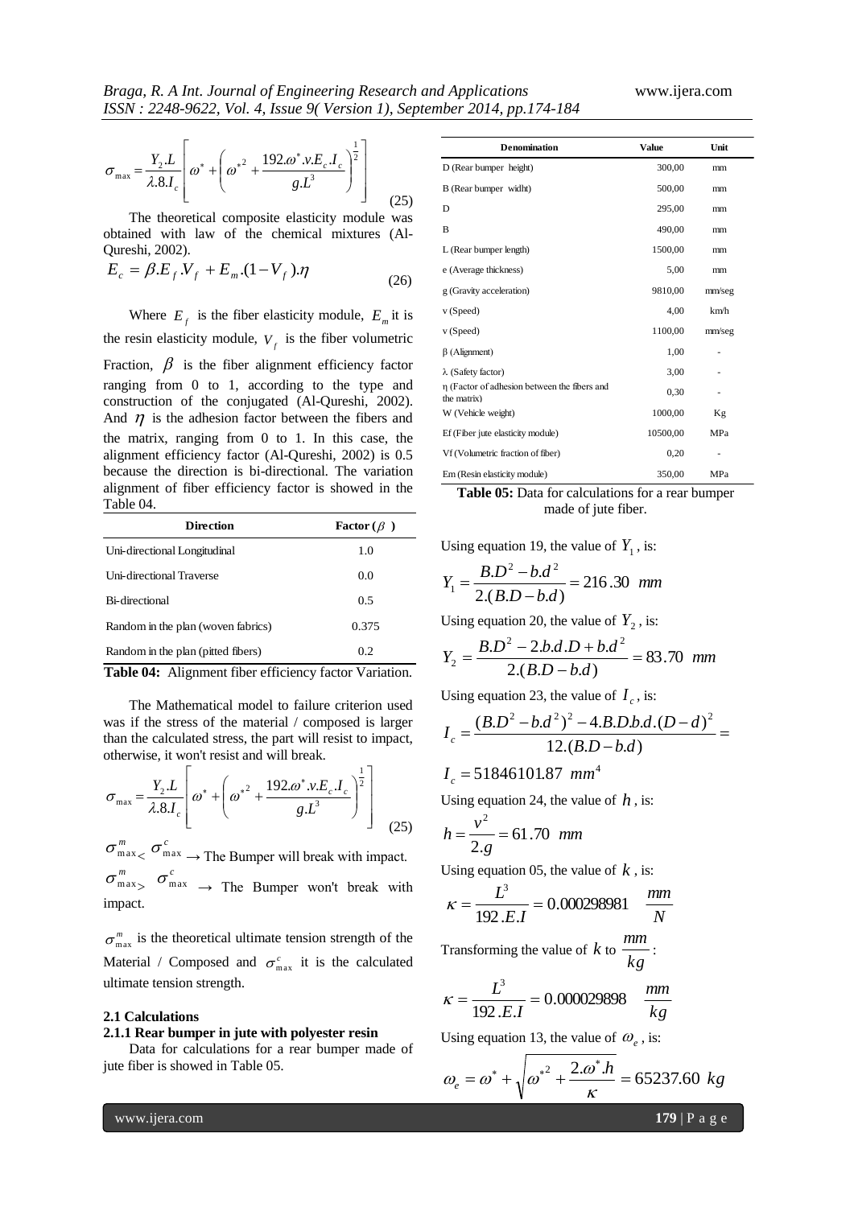$$\sigma_{\max} = \frac{Y_2.L}{\lambda.8.I_c}\left[\omega^* + \left(\omega^{*2} + \frac{192.\omega^*.v.E_c.I_c}{g.L^3}\right)^{\frac{1}{2}}\right] \quad (25)$$

The theoretical composite elasticity module was obtained with law of the chemical mixtures (Al-Qureshi, 2002).

$$E_c = \beta.E_f.V_f + E_m.(1-V_f).\eta \quad (26)$$

Where $E_f$ is the fiber elasticity module, $E_m$ it is the resin elasticity module, $V_f$ is the fiber volumetric Fraction, $\beta$ is the fiber alignment efficiency factor ranging from 0 to 1, according to the type and construction of the conjugated (Al-Qureshi, 2002). And $\eta$ is the adhesion factor between the fibers and the matrix, ranging from 0 to 1. In this case, the alignment efficiency factor (Al-Qureshi, 2002) is 0.5 because the direction is bi-directional. The variation alignment of fiber efficiency factor is showed in the Table 04.

| Direction | Factor ($\beta$) |
|---|---|
| Uni-directional Longitudinal | 1.0 |
| Uni-directional Traverse | 0.0 |
| Bi-directional | 0.5 |
| Random in the plan (woven fabrics) | 0.375 |
| Random in the plan (pitted fibers) | 0.2 |

**Table 04:** Alignment fiber efficiency factor Variation.

The Mathematical model to failure criterion used was if the stress of the material / composed is larger than the calculated stress, the part will resist to impact, otherwise, it won't resist and will break.

$$\sigma_{\max} = \frac{Y_2.L}{\lambda.8.I_c}\left[\omega^* + \left(\omega^{*2} + \frac{192.\omega^*.v.E_c.I_c}{g.L^3}\right)^{\frac{1}{2}}\right] \quad (25)$$

$\sigma^m_{\max} < \sigma^c_{\max} \rightarrow$ The Bumper will break with impact.

$\sigma^m_{\max} > \sigma^c_{\max} \rightarrow$ The Bumper won't break with impact.

$\sigma^m_{\max}$ is the theoretical ultimate tension strength of the Material / Composed and $\sigma^c_{\max}$ it is the calculated ultimate tension strength.

### 2.1 Calculations

#### 2.1.1 Rear bumper in jute with polyester resin

Data for calculations for a rear bumper made of jute fiber is showed in Table 05.

| Denomination | Value | Unit |
|---|---|---|
| D (Rear bumper height) | 300,00 | mm |
| B (Rear bumper widht) | 500,00 | mm |
| D | 295,00 | mm |
| B | 490,00 | mm |
| L (Rear bumper length) | 1500,00 | mm |
| e (Average thickness) | 5,00 | mm |
| g (Gravity acceleration) | 9810,00 | mm/seg |
| v (Speed) | 4,00 | km/h |
| v (Speed) | 1100,00 | mm/seg |
| β (Alignment) | 1,00 | - |
| λ (Safety factor) | 3,00 | - |
| η (Factor of adhesion between the fibers and the matrix) | 0,30 | - |
| W (Vehicle weight) | 1000,00 | Kg |
| Ef (Fiber jute elasticity module) | 10500,00 | MPa |
| Vf (Volumetric fraction of fiber) | 0,20 | - |
| Em (Resin elasticity module) | 350,00 | MPa |

**Table 05:** Data for calculations for a rear bumper made of jute fiber.

Using equation 19, the value of $Y_1$, is:

$$Y_1 = \frac{B.D^2 - b.d^2}{2.(B.D - b.d)} = 216.30 \ mm$$

Using equation 20, the value of $Y_2$, is:

$$Y_2 = \frac{B.D^2 - 2.b.d.D + b.d^2}{2.(B.D - b.d)} = 83.70 \ mm$$

Using equation 23, the value of $I_c$, is:

$$I_c = \frac{(B.D^2 - b.d^2)^2 - 4.B.D.b.d.(D-d)^2}{12.(B.D - b.d)} =$$

$$I_c = 51846101.87 \ mm^4$$

Using equation 24, the value of $h$, is:

$$h = \frac{v^2}{2.g} = 61.70 \ mm$$

Using equation 05, the value of $k$, is:

$$\kappa = \frac{L^3}{192.E.I} = 0.000298981 \quad \frac{mm}{N}$$

Transforming the value of $k$ to $\frac{mm}{kg}$:

$$\kappa = \frac{L^3}{192.E.I} = 0.000029898 \quad \frac{mm}{kg}$$

Using equation 13, the value of $\omega_e$, is:

$$\omega_e = \omega^* + \sqrt{\omega^{*2} + \frac{2.\omega^*.h}{\kappa}} = 65237.60 \ kg$$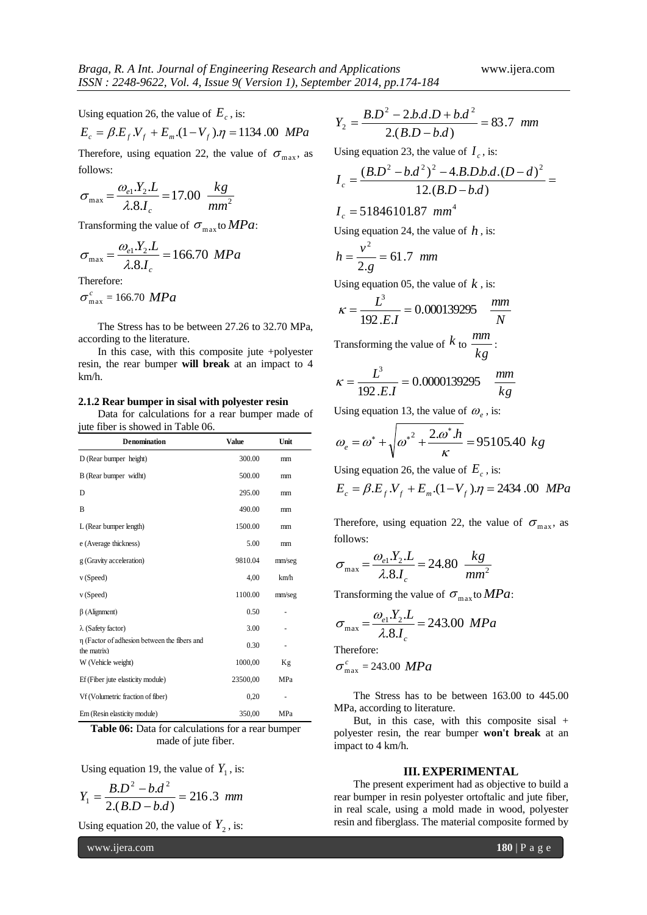Using equation 26, the value of $E_c$, is:

$$E_c = \beta.E_f.V_f + E_m.(1-V_f).\eta = 1134.00 \;\; MPa$$

Therefore, using equation 22, the value of $\sigma_{max}$, as follows:

$$\sigma_{max} = \frac{\omega_{e1}.Y_2.L}{\lambda.8.I_c} = 17.00 \;\; \frac{kg}{mm^2}$$

Transforming the value of $\sigma_{max}$ to $MPa$:

$$\sigma_{max} = \frac{\omega_{e1}.Y_2.L}{\lambda.8.I_c} = 166.70 \;\; MPa$$

Therefore:

$\sigma^c_{max}$ = 166.70 $MPa$

The Stress has to be between 27.26 to 32.70 MPa, according to the literature.

In this case, with this composite jute +polyester resin, the rear bumper **will break** at an impact to 4 km/h.

### 2.1.2 Rear bumper in sisal with polyester resin

Data for calculations for a rear bumper made of jute fiber is showed in Table 06.

| Denomination | Value | Unit |
|---|---|---|
| D (Rear bumper height) | 300.00 | mm |
| B (Rear bumper widht) | 500.00 | mm |
| D | 295.00 | mm |
| B | 490.00 | mm |
| L (Rear bumper length) | 1500.00 | mm |
| e (Average thickness) | 5.00 | mm |
| g (Gravity acceleration) | 9810.04 | mm/seg |
| v (Speed) | 4,00 | km/h |
| v (Speed) | 1100.00 | mm/seg |
| β (Alignment) | 0.50 | - |
| λ (Safety factor) | 3.00 | - |
| η (Factor of adhesion between the fibers and the matrix) | 0.30 | - |
| W (Vehicle weight) | 1000,00 | Kg |
| Ef (Fiber jute elasticity module) | 23500,00 | MPa |
| Vf (Volumetric fraction of fiber) | 0,20 | - |
| Em (Resin elasticity module) | 350,00 | MPa |

**Table 06:** Data for calculations for a rear bumper made of jute fiber.

Using equation 19, the value of $Y_1$, is:

$$Y_1 = \frac{B.D^2 - b.d^2}{2.(B.D - b.d)} = 216.3 \;\; mm$$

Using equation 20, the value of $Y_2$, is:

$$Y_2 = \frac{B.D^2 - 2.b.d.D + b.d^2}{2.(B.D - b.d)} = 83.7 \;\; mm$$

Using equation 23, the value of $I_c$, is:

$$I_c = \frac{(B.D^2 - b.d^2)^2 - 4.B.D.b.d.(D-d)^2}{12.(B.D - b.d)} =$$

$$I_c = 51846101.87 \;\; mm^4$$

Using equation 24, the value of $h$, is:

$$h = \frac{v^2}{2.g} = 61.7 \;\; mm$$

Using equation 05, the value of $k$, is:

$$\kappa = \frac{L^3}{192.E.I} = 0.000139295 \quad \frac{mm}{N}$$

Transforming the value of $k$ to $\frac{mm}{kg}$:

$$\kappa = \frac{L^3}{192.E.I} = 0.0000139295 \quad \frac{mm}{kg}$$

Using equation 13, the value of $\omega_e$, is:

$$\omega_e = \omega^* + \sqrt{\omega^{*2} + \frac{2.\omega^*.h}{\kappa}} = 95105.40 \;\; kg$$

Using equation 26, the value of $E_c$, is:

$$E_c = \beta.E_f.V_f + E_m.(1-V_f).\eta = 2434.00 \;\; MPa$$

Therefore, using equation 22, the value of $\sigma_{max}$, as follows:

$$\sigma_{max} = \frac{\omega_{e1}.Y_2.L}{\lambda.8.I_c} = 24.80 \;\; \frac{kg}{mm^2}$$

Transforming the value of $\sigma_{max}$ to $MPa$:

$$\sigma_{max} = \frac{\omega_{e1}.Y_2.L}{\lambda.8.I_c} = 243.00 \;\; MPa$$

Therefore:

$\sigma^c_{max}$ = 243.00 $MPa$

The Stress has to be between 163.00 to 445.00 MPa, according to literature.

But, in this case, with this composite sisal + polyester resin, the rear bumper **won't break** at an impact to 4 km/h.

## III. EXPERIMENTAL

The present experiment had as objective to build a rear bumper in resin polyester ortoftalic and jute fiber, in real scale, using a mold made in wood, polyester resin and fiberglass. The material composite formed by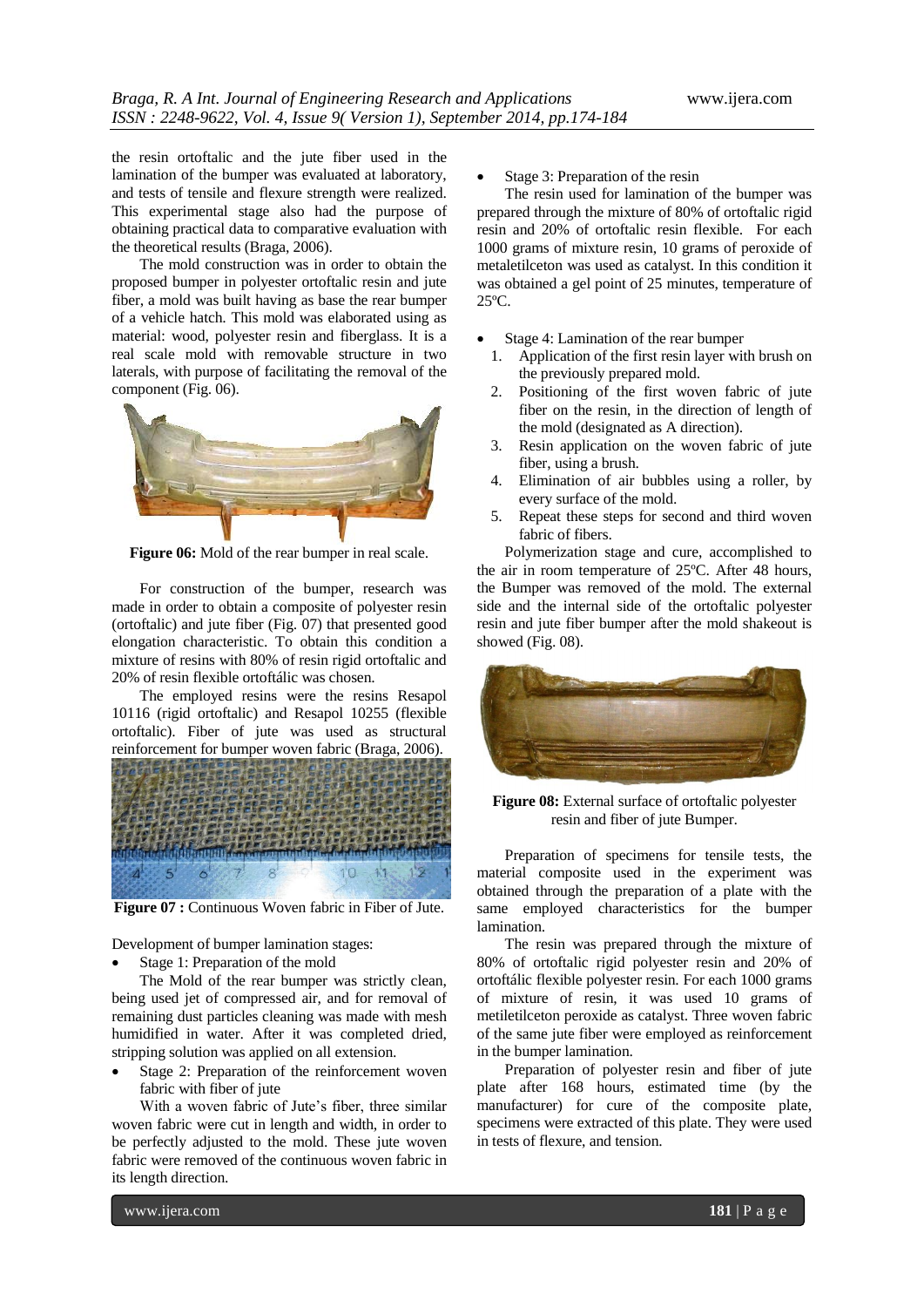the resin ortoftalic and the jute fiber used in the lamination of the bumper was evaluated at laboratory, and tests of tensile and flexure strength were realized. This experimental stage also had the purpose of obtaining practical data to comparative evaluation with the theoretical results (Braga, 2006).

The mold construction was in order to obtain the proposed bumper in polyester ortoftalic resin and jute fiber, a mold was built having as base the rear bumper of a vehicle hatch. This mold was elaborated using as material: wood, polyester resin and fiberglass. It is a real scale mold with removable structure in two laterals, with purpose of facilitating the removal of the component (Fig. 06).

**Figure 06:** Mold of the rear bumper in real scale.

For construction of the bumper, research was made in order to obtain a composite of polyester resin (ortoftalic) and jute fiber (Fig. 07) that presented good elongation characteristic. To obtain this condition a mixture of resins with 80% of resin rigid ortoftalic and 20% of resin flexible ortoftálic was chosen.

The employed resins were the resins Resapol 10116 (rigid ortoftalic) and Resapol 10255 (flexible ortoftalic). Fiber of jute was used as structural reinforcement for bumper woven fabric (Braga, 2006).

**Figure 07 :** Continuous Woven fabric in Fiber of Jute.

Development of bumper lamination stages:

- Stage 1: Preparation of the mold

The Mold of the rear bumper was strictly clean, being used jet of compressed air, and for removal of remaining dust particles cleaning was made with mesh humidified in water. After it was completed dried, stripping solution was applied on all extension.

- Stage 2: Preparation of the reinforcement woven fabric with fiber of jute

With a woven fabric of Jute's fiber, three similar woven fabric were cut in length and width, in order to be perfectly adjusted to the mold. These jute woven fabric were removed of the continuous woven fabric in its length direction.

- Stage 3: Preparation of the resin

The resin used for lamination of the bumper was prepared through the mixture of 80% of ortoftalic rigid resin and 20% of ortoftalic resin flexible. For each 1000 grams of mixture resin, 10 grams of peroxide of metaletilceton was used as catalyst. In this condition it was obtained a gel point of 25 minutes, temperature of 25ºC.

- Stage 4: Lamination of the rear bumper
  1. Application of the first resin layer with brush on the previously prepared mold.
  2. Positioning of the first woven fabric of jute fiber on the resin, in the direction of length of the mold (designated as A direction).
  3. Resin application on the woven fabric of jute fiber, using a brush.
  4. Elimination of air bubbles using a roller, by every surface of the mold.
  5. Repeat these steps for second and third woven fabric of fibers.

Polymerization stage and cure, accomplished to the air in room temperature of 25ºC. After 48 hours, the Bumper was removed of the mold. The external side and the internal side of the ortoftalic polyester resin and jute fiber bumper after the mold shakeout is showed (Fig. 08).

**Figure 08:** External surface of ortoftalic polyester resin and fiber of jute Bumper.

Preparation of specimens for tensile tests, the material composite used in the experiment was obtained through the preparation of a plate with the same employed characteristics for the bumper lamination.

The resin was prepared through the mixture of 80% of ortoftalic rigid polyester resin and 20% of ortoftálic flexible polyester resin. For each 1000 grams of mixture of resin, it was used 10 grams of metiletilceton peroxide as catalyst. Three woven fabric of the same jute fiber were employed as reinforcement in the bumper lamination.

Preparation of polyester resin and fiber of jute plate after 168 hours, estimated time (by the manufacturer) for cure of the composite plate, specimens were extracted of this plate. They were used in tests of flexure, and tension.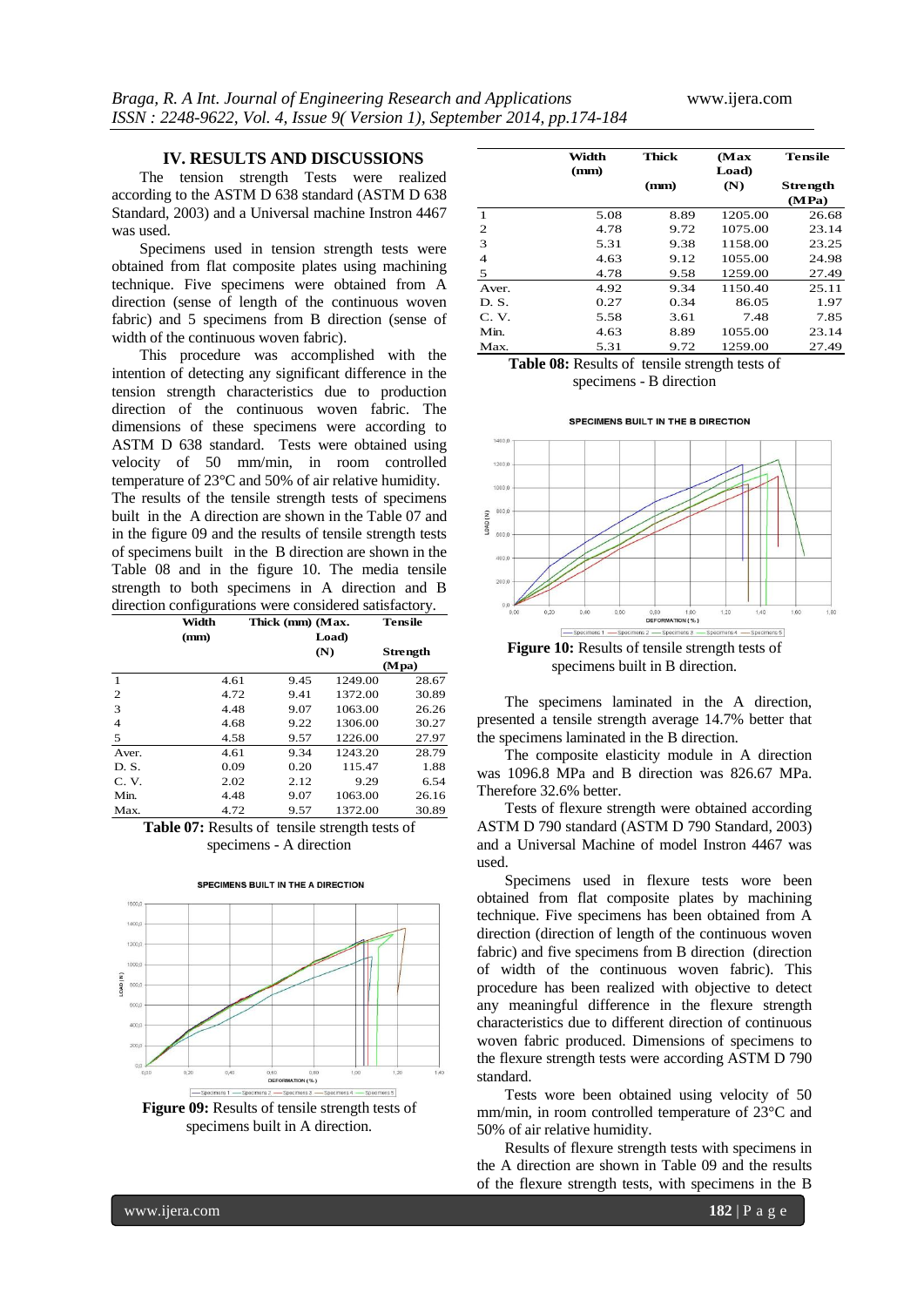## IV. RESULTS AND DISCUSSIONS

The tension strength Tests were realized according to the ASTM D 638 standard (ASTM D 638 Standard, 2003) and a Universal machine Instron 4467 was used.

Specimens used in tension strength tests were obtained from flat composite plates using machining technique. Five specimens were obtained from A direction (sense of length of the continuous woven fabric) and 5 specimens from B direction (sense of width of the continuous woven fabric).

This procedure was accomplished with the intention of detecting any significant difference in the tension strength characteristics due to production direction of the continuous woven fabric. The dimensions of these specimens were according to ASTM D 638 standard. Tests were obtained using velocity of 50 mm/min, in room controlled temperature of 23°C and 50% of air relative humidity.

The results of the tensile strength tests of specimens built in the A direction are shown in the Table 07 and in the figure 09 and the results of tensile strength tests of specimens built in the B direction are shown in the Table 08 and in the figure 10. The media tensile strength to both specimens in A direction and B direction configurations were considered satisfactory.

| | Width (mm) | Thick (mm) | (Max. Load) (N) | Tensile Strength (Mpa) |
|---|---|---|---|---|
| 1 | 4.61 | 9.45 | 1249.00 | 28.67 |
| 2 | 4.72 | 9.41 | 1372.00 | 30.89 |
| 3 | 4.48 | 9.07 | 1063.00 | 26.26 |
| 4 | 4.68 | 9.22 | 1306.00 | 30.27 |
| 5 | 4.58 | 9.57 | 1226.00 | 27.97 |
| Aver. | 4.61 | 9.34 | 1243.20 | 28.79 |
| D. S. | 0.09 | 0.20 | 115.47 | 1.88 |
| C. V. | 2.02 | 2.12 | 9.29 | 6.54 |
| Min. | 4.48 | 9.07 | 1063.00 | 26.16 |
| Max. | 4.72 | 9.57 | 1372.00 | 30.89 |

**Table 07:** Results of tensile strength tests of specimens - A direction

**Figure 09:** Results of tensile strength tests of specimens built in A direction.

| | Width (mm) | Thick (mm) | (Max Load) (N) | Tensile Strength (MPa) |
|---|---|---|---|---|
| 1 | 5.08 | 8.89 | 1205.00 | 26.68 |
| 2 | 4.78 | 9.72 | 1075.00 | 23.14 |
| 3 | 5.31 | 9.38 | 1158.00 | 23.25 |
| 4 | 4.63 | 9.12 | 1055.00 | 24.98 |
| 5 | 4.78 | 9.58 | 1259.00 | 27.49 |
| Aver. | 4.92 | 9.34 | 1150.40 | 25.11 |
| D. S. | 0.27 | 0.34 | 86.05 | 1.97 |
| C. V. | 5.58 | 3.61 | 7.48 | 7.85 |
| Min. | 4.63 | 8.89 | 1055.00 | 23.14 |
| Max. | 5.31 | 9.72 | 1259.00 | 27.49 |

**Table 08:** Results of tensile strength tests of specimens - B direction

**Figure 10:** Results of tensile strength tests of specimens built in B direction.

The specimens laminated in the A direction, presented a tensile strength average 14.7% better that the specimens laminated in the B direction.

The composite elasticity module in A direction was 1096.8 MPa and B direction was 826.67 MPa. Therefore 32.6% better.

Tests of flexure strength were obtained according ASTM D 790 standard (ASTM D 790 Standard, 2003) and a Universal Machine of model Instron 4467 was used.

Specimens used in flexure tests wore been obtained from flat composite plates by machining technique. Five specimens has been obtained from A direction (direction of length of the continuous woven fabric) and five specimens from B direction (direction of width of the continuous woven fabric). This procedure has been realized with objective to detect any meaningful difference in the flexure strength characteristics due to different direction of continuous woven fabric produced. Dimensions of specimens to the flexure strength tests were according ASTM D 790 standard.

Tests wore been obtained using velocity of 50 mm/min, in room controlled temperature of 23°C and 50% of air relative humidity.

Results of flexure strength tests with specimens in the A direction are shown in Table 09 and the results of the flexure strength tests, with specimens in the B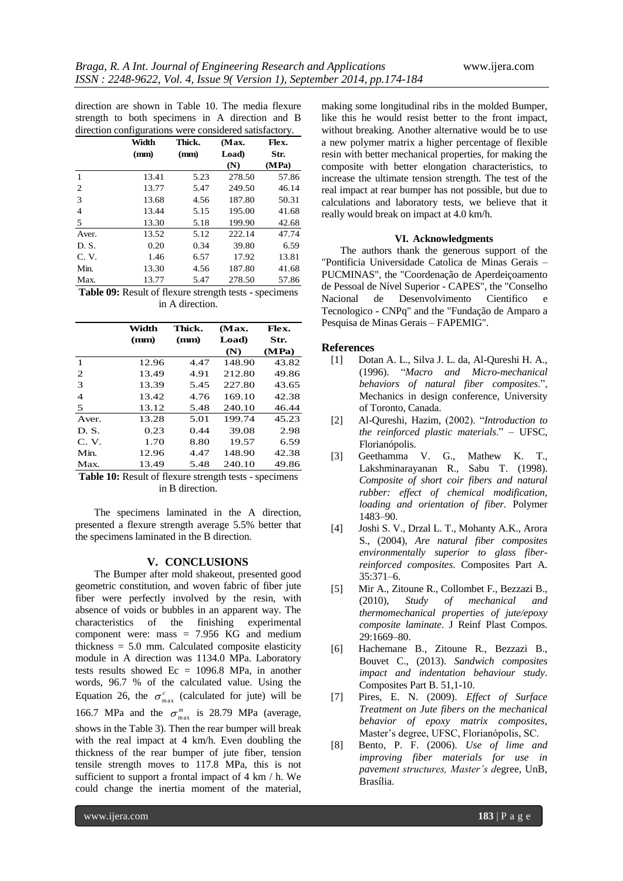direction are shown in Table 10. The media flexure strength to both specimens in A direction and B direction configurations were considered satisfactory.

| | Width (mm) | Thick. (mm) | (Max. Load) (N) | Flex. Str. (MPa) |
|---|---|---|---|---|
| 1 | 13.41 | 5.23 | 278.50 | 57.86 |
| 2 | 13.77 | 5.47 | 249.50 | 46.14 |
| 3 | 13.68 | 4.56 | 187.80 | 50.31 |
| 4 | 13.44 | 5.15 | 195.00 | 41.68 |
| 5 | 13.30 | 5.18 | 199.90 | 42.68 |
| Aver. | 13.52 | 5.12 | 222.14 | 47.74 |
| D. S. | 0.20 | 0.34 | 39.80 | 6.59 |
| C. V. | 1.46 | 6.57 | 17.92 | 13.81 |
| Min. | 13.30 | 4.56 | 187.80 | 41.68 |
| Max. | 13.77 | 5.47 | 278.50 | 57.86 |

**Table 09:** Result of flexure strength tests - specimens in A direction.

| | Width (mm) | Thick. (mm) | (Max. Load) (N) | Flex. Str. (MPa) |
|---|---|---|---|---|
| 1 | 12.96 | 4.47 | 148.90 | 43.82 |
| 2 | 13.49 | 4.91 | 212.80 | 49.86 |
| 3 | 13.39 | 5.45 | 227.80 | 43.65 |
| 4 | 13.42 | 4.76 | 169.10 | 42.38 |
| 5 | 13.12 | 5.48 | 240.10 | 46.44 |
| Aver. | 13.28 | 5.01 | 199.74 | 45.23 |
| D. S. | 0.23 | 0.44 | 39.08 | 2.98 |
| C. V. | 1.70 | 8.80 | 19.57 | 6.59 |
| Min. | 12.96 | 4.47 | 148.90 | 42.38 |
| Max. | 13.49 | 5.48 | 240.10 | 49.86 |

**Table 10:** Result of flexure strength tests - specimens in B direction.

The specimens laminated in the A direction, presented a flexure strength average 5.5% better that the specimens laminated in the B direction.

## V. CONCLUSIONS

The Bumper after mold shakeout, presented good geometric constitution, and woven fabric of fiber jute fiber were perfectly involved by the resin, with absence of voids or bubbles in an apparent way. The characteristics of the finishing experimental component were: mass = 7.956 KG and medium thickness = 5.0 mm. Calculated composite elasticity module in A direction was 1134.0 MPa. Laboratory tests results showed Ec = 1096.8 MPa, in another words, 96.7 % of the calculated value. Using the Equation 26, the $\sigma^{c}_{\max}$ (calculated for jute) will be 166.7 MPa and the $\sigma^{m}_{\max}$ is 28.79 MPa (average, shows in the Table 3). Then the rear bumper will break with the real impact at 4 km/h. Even doubling the thickness of the rear bumper of jute fiber, tension tensile strength moves to 117.8 MPa, this is not sufficient to support a frontal impact of 4 km / h. We could change the inertia moment of the material, making some longitudinal ribs in the molded Bumper, like this he would resist better to the front impact, without breaking. Another alternative would be to use a new polymer matrix a higher percentage of flexible resin with better mechanical properties, for making the composite with better elongation characteristics, to increase the ultimate tension strength. The test of the real impact at rear bumper has not possible, but due to calculations and laboratory tests, we believe that it really would break on impact at 4.0 km/h.

## VI. Acknowledgments

The authors thank the generous support of the "Pontificia Universidade Catolica de Minas Gerais – PUCMINAS", the "Coordenação de Aperdeiçoamento de Pessoal de Nível Superior - CAPES", the "Conselho Nacional de Desenvolvimento Cientifico e Tecnologico - CNPq" and the "Fundação de Amparo a Pesquisa de Minas Gerais – FAPEMIG".

## References

[1] Dotan A. L., Silva J. L. da, Al-Qureshi H. A., (1996). "*Macro and Micro-mechanical behaviors of natural fiber composites*.", Mechanics in design conference, University of Toronto, Canada.

[2] Al-Qureshi, Hazim, (2002). "*Introduction to the reinforced plastic materials*." – UFSC, Florianópolis.

[3] Geethamma V. G., Mathew K. T., Lakshminarayanan R., Sabu T. (1998). *Composite of short coir fibers and natural rubber: effect of chemical modification, loading and orientation of fiber.* Polymer 1483–90.

[4] Joshi S. V., Drzal L. T., Mohanty A.K., Arora S., (2004), *Are natural fiber composites environmentally superior to glass fiber-reinforced composites*. Composites Part A. 35:371–6.

[5] Mir A., Zitoune R., Collombet F., Bezzazi B., (2010), *Study of mechanical and thermomechanical properties of jute/epoxy composite laminate*. J Reinf Plast Compos. 29:1669–80.

[6] Hachemane B., Zitoune R., Bezzazi B., Bouvet C., (2013). *Sandwich composites impact and indentation behaviour study*. Composites Part B. 51,1-10.

[7] Pires, E. N. (2009). *Effect of Surface Treatment on Jute fibers on the mechanical behavior of epoxy matrix composites,* Master's degree, UFSC, Florianópolis, SC.

[8] Bento, P. F. (2006). *Use of lime and improving fiber materials for use in pavement structures, Master's d*egree, UnB, Brasília.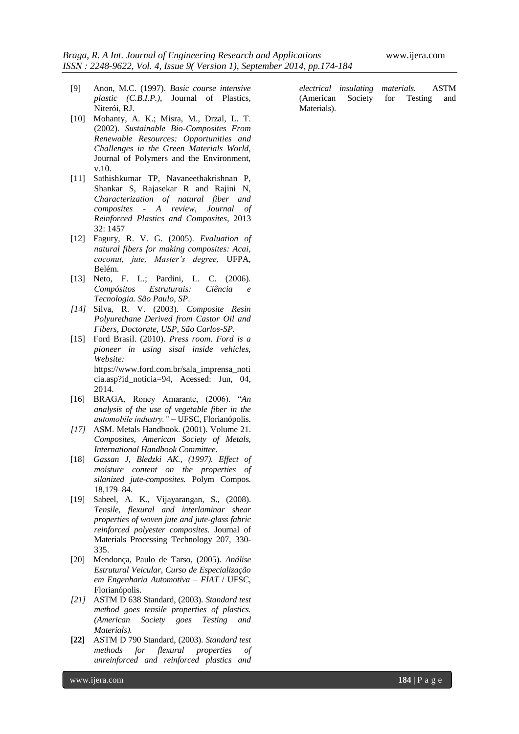[9] Anon, M.C. (1997). *Basic course intensive plastic (C.B.I.P.),* Journal of Plastics, Niterói, RJ.

[10] Mohanty, A. K.; Misra, M., Drzal, L. T. (2002). *Sustainable Bio-Composites From Renewable Resources: Opportunities and Challenges in the Green Materials World,* Journal of Polymers and the Environment, v.10.

[11] Sathishkumar TP, Navaneethakrishnan P, Shankar S, Rajasekar R and Rajini N, *Characterization of natural fiber and composites - A review, Journal of Reinforced Plastics and Composites*, 2013 32: 1457

[12] Fagury, R. V. G. (2005). *Evaluation of natural fibers for making composites: Acai, coconut, jute, Master's degree,* UFPA, Belém.

[13] Neto, F. L.; Pardini, L. C. (2006). *Compósitos Estruturais: Ciência e Tecnologia. São Paulo, SP*.

*[14]* Silva, R. V. (2003). *Composite Resin Polyurethane Derived from Castor Oil and Fibers, Doctorate, USP, São Carlos-SP.*

[15] Ford Brasil. (2010). *Press room. Ford is a pioneer in using sisal inside vehicles, Website:* https://www.ford.com.br/sala_imprensa_noticia.asp?id_noticia=94, Acessed: Jun, 04, 2014.

[16] BRAGA, Roney Amarante, (2006). "*An analysis of the use of vegetable fiber in the automobile industry."* – UFSC, Florianópolis.

*[17]* ASM. Metals Handbook. (2001). Volume 21. *Composites, American Society of Metals, International Handbook Committee.*

[18] *Gassan J, Bledzki AK., (1997). Effect of moisture content on the properties of silanized jute-composites.* Polym Compos. 18,179–84.

[19] Sabeel, A. K., Vijayarangan, S., (2008). *Tensile, flexural and interlaminar shear properties of woven jute and jute-glass fabric reinforced polyester composites.* Journal of Materials Processing Technology 207, 330-335.

[20] Mendonça, Paulo de Tarso, (2005). *Análise Estrutural Veicular, Curso de Especialização em Engenharia Automotiva – FIAT* / UFSC, Florianópolis.

*[21]* ASTM D 638 Standard, (2003). *Standard test method goes tensile properties of plastics. (American Society goes Testing and Materials).*

**[22]** ASTM D 790 Standard, (2003). *Standard test methods for flexural properties of unreinforced and reinforced plastics and electrical insulating materials.* ASTM (American Society for Testing and Materials).